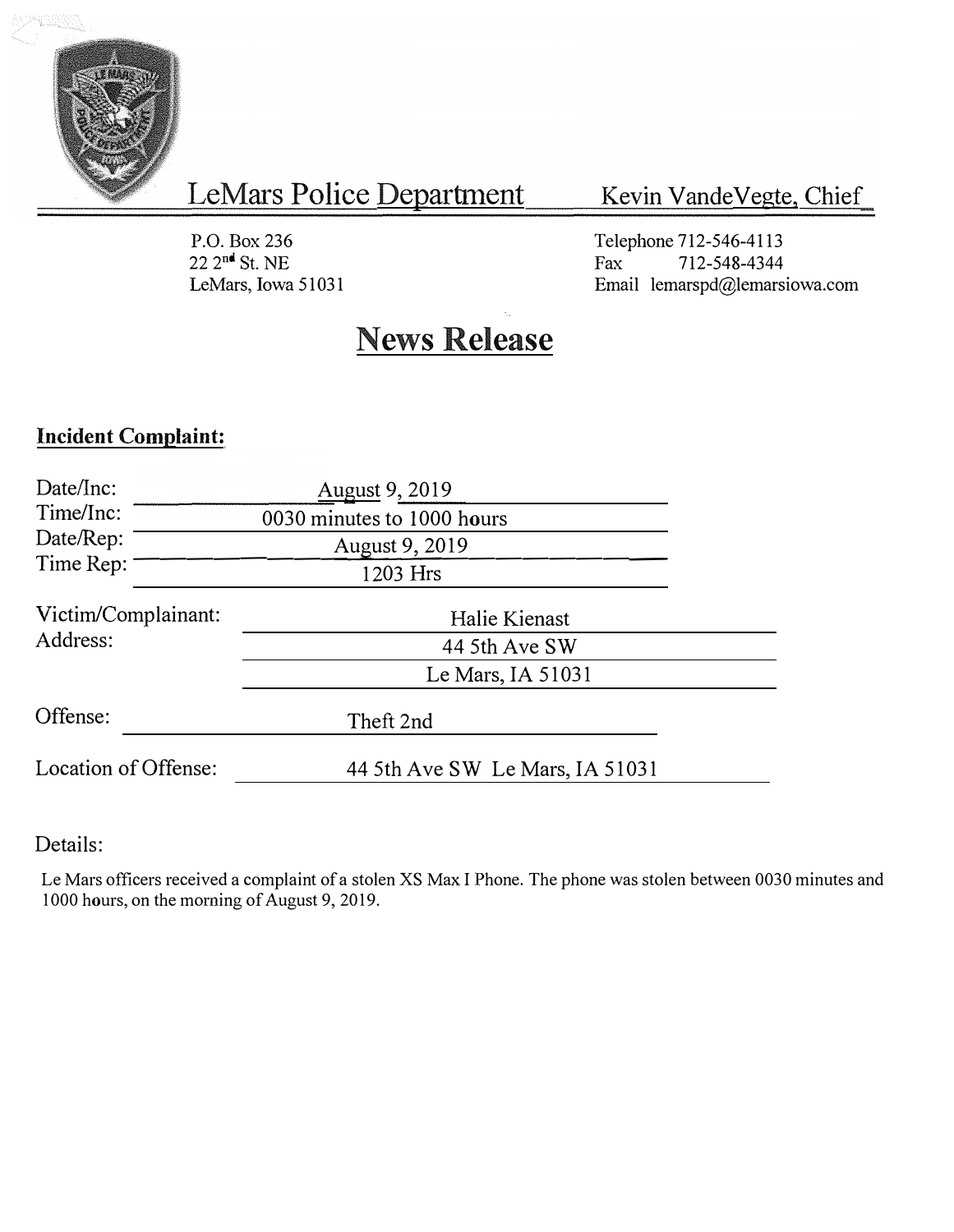# LeMars Police Department

Kevin VandeVegte, Chief

P.O. Box 236
22 2nd St. NE
LeMars, Iowa 51031

Telephone 712-546-4113
Fax 712-548-4344
Email lemarspd@lemarsiowa.com

## News Release

**Incident Complaint:**

Date/Inc: August 9, 2019
Time/Inc: 0030 minutes to 1000 hours
Date/Rep: August 9, 2019
Time Rep: 1203 Hrs

Victim/Complainant: Halie Kienast
Address: 44 5th Ave SW
Le Mars, IA 51031

Offense: Theft 2nd

Location of Offense: 44 5th Ave SW Le Mars, IA 51031

Details:

Le Mars officers received a complaint of a stolen XS Max I Phone. The phone was stolen between 0030 minutes and 1000 hours, on the morning of August 9, 2019.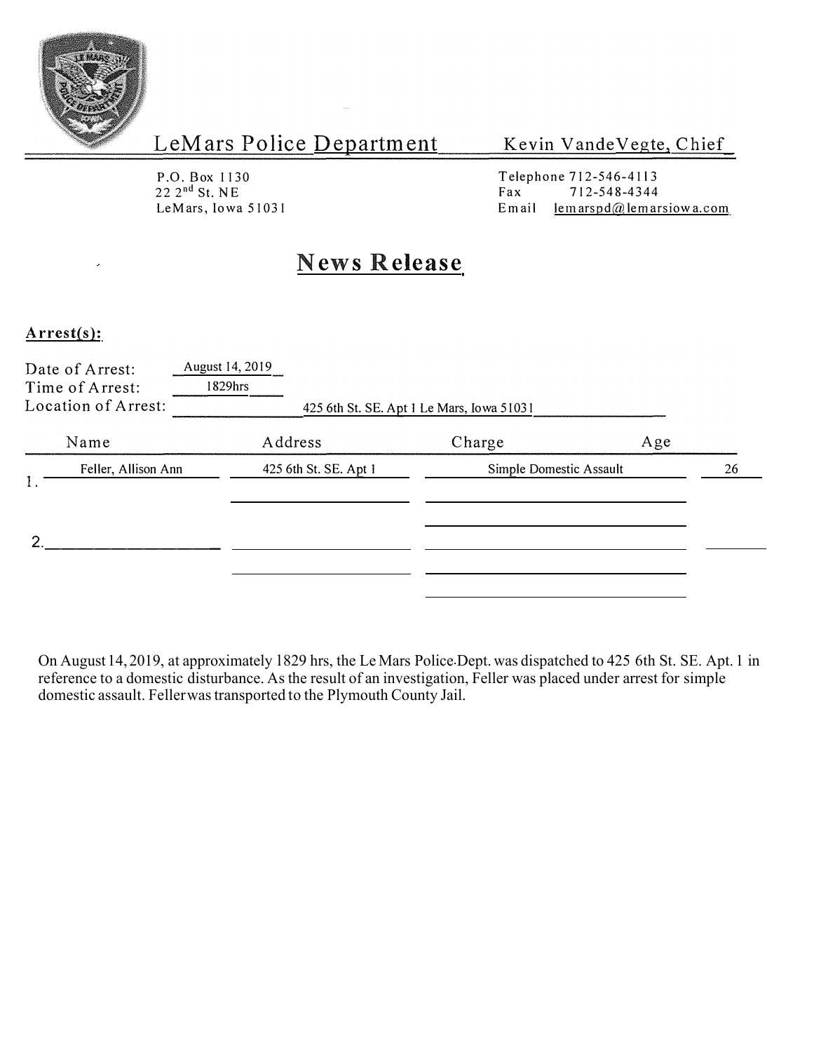# LeMars Police Department

Kevin VandeVegte, Chief

P.O. Box 1130
22 2nd St. NE
LeMars, Iowa 51031

Telephone 712-546-4113
Fax 712-548-4344
Email lemarspd@lemarsiowa.com

## News Release

**Arrest(s):**

Date of Arrest: August 14, 2019
Time of Arrest: 1829hrs
Location of Arrest: 425 6th St. SE. Apt 1 Le Mars, Iowa 51031

| | Name | Address | Charge | Age |
|---|---|---|---|---|
| 1. | Feller, Allison Ann | 425 6th St. SE. Apt 1 | Simple Domestic Assault | 26 |
| 2. | | | | |

On August 14, 2019, at approximately 1829 hrs, the Le Mars Police Dept. was dispatched to 425 6th St. SE. Apt. 1 in reference to a domestic disturbance. As the result of an investigation, Feller was placed under arrest for simple domestic assault. Feller was transported to the Plymouth County Jail.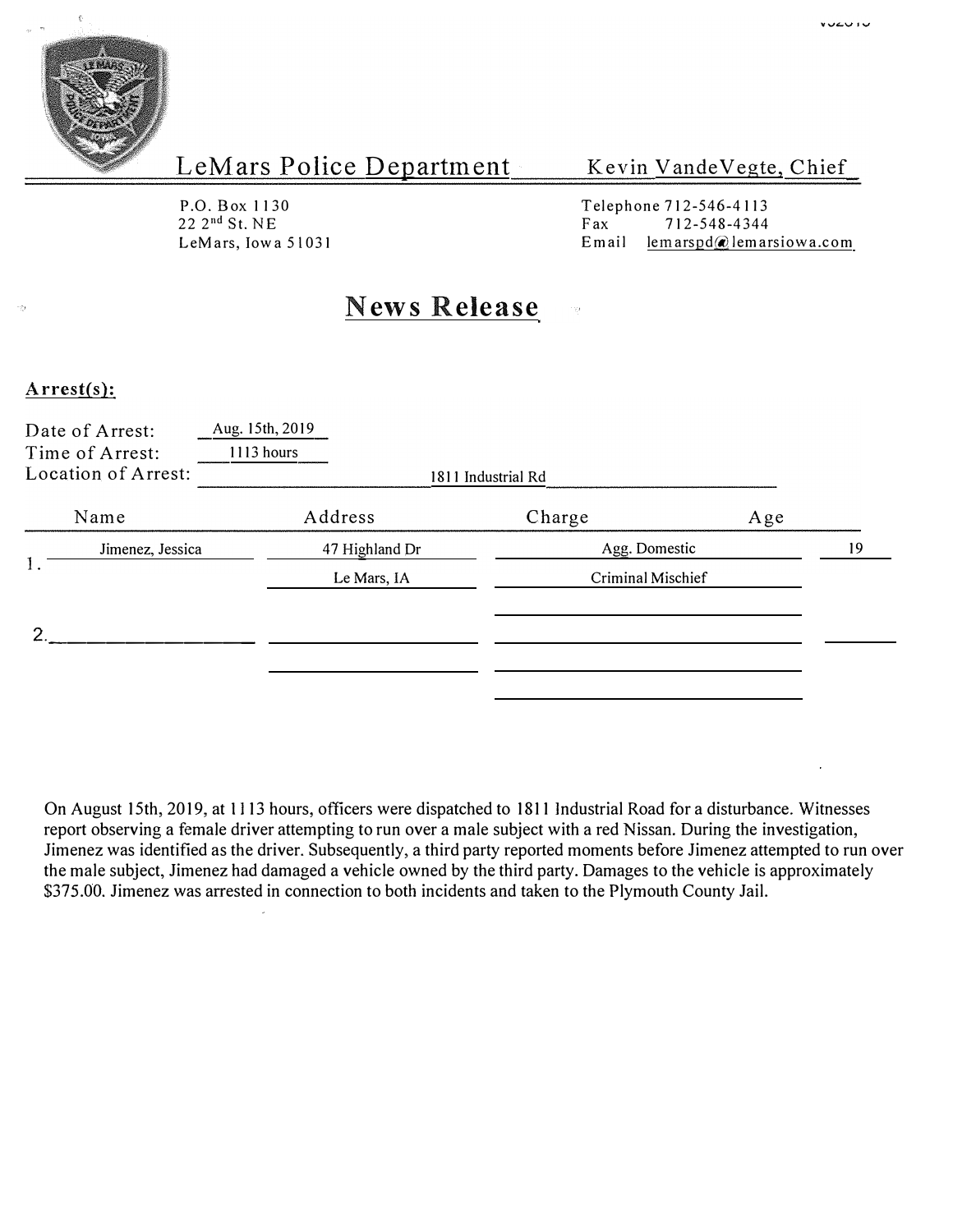# LeMars Police Department

**Kevin VandeVegte, Chief**

P.O. Box 1130
22 2nd St. NE
LeMars, Iowa 51031

Telephone 712-546-4113
Fax 712-548-4344
Email lemarspd@lemarsiowa.com

## News Release

**Arrest(s):**

Date of Arrest: Aug. 15th, 2019
Time of Arrest: 1113 hours
Location of Arrest: 1811 Industrial Rd

| | Name | Address | Charge | Age |
|---|---|---|---|---|
| 1. | Jimenez, Jessica | 47 Highland Dr | Agg. Domestic | 19 |
| | | Le Mars, IA | Criminal Mischief | |
| 2. | | | | |

On August 15th, 2019, at 1113 hours, officers were dispatched to 1811 Industrial Road for a disturbance. Witnesses report observing a female driver attempting to run over a male subject with a red Nissan. During the investigation, Jimenez was identified as the driver. Subsequently, a third party reported moments before Jimenez attempted to run over the male subject, Jimenez had damaged a vehicle owned by the third party. Damages to the vehicle is approximately $375.00. Jimenez was arrested in connection to both incidents and taken to the Plymouth County Jail.